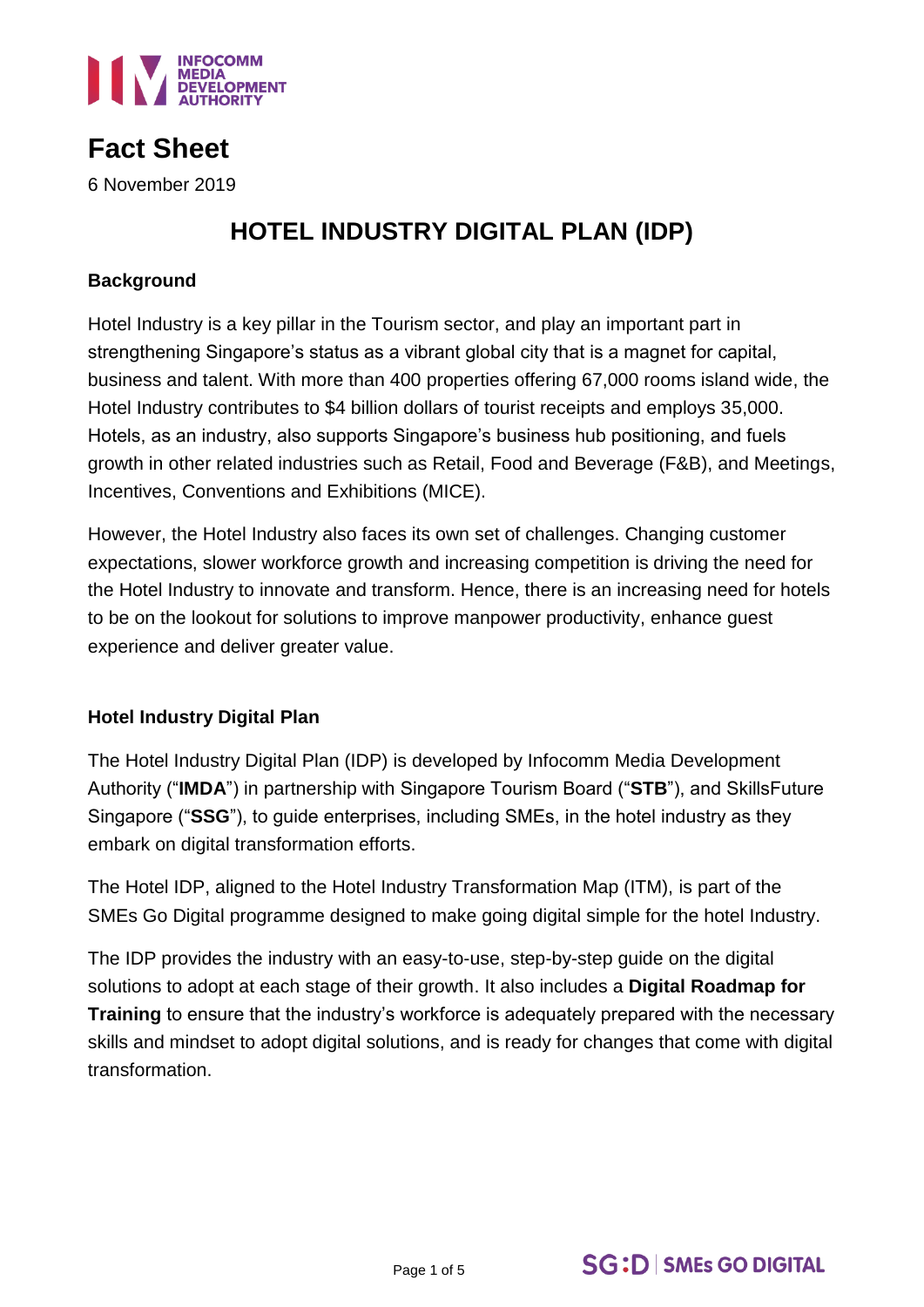# Fact Sheet

6 November 2019

## HOTEL INDUSTRY DIGITAL PLAN (IDP)

### Background

Hotel Industry is a key pillar in the Tourism sector, and play an important part in strengthening Singapore's status as a vibrant global city that is a magnet for capital, business and talent. With more than 400 properties offering 67,000 rooms island wide, the Hotel Industry contributes to $4 billion dollars of tourist receipts and employs 35,000. Hotels, as an industry, also supports Singapore's business hub positioning, and fuels growth in other related industries such as Retail, Food and Beverage (F&B), and Meetings, Incentives, Conventions and Exhibitions (MICE).

However, the Hotel Industry also faces its own set of challenges. Changing customer expectations, slower workforce growth and increasing competition is driving the need for the Hotel Industry to innovate and transform. Hence, there is an increasing need for hotels to be on the lookout for solutions to improve manpower productivity, enhance guest experience and deliver greater value.

### Hotel Industry Digital Plan

The Hotel Industry Digital Plan (IDP) is developed by Infocomm Media Development Authority ("**IMDA**") in partnership with Singapore Tourism Board ("**STB**"), and SkillsFuture Singapore ("**SSG**"), to guide enterprises, including SMEs, in the hotel industry as they embark on digital transformation efforts.

The Hotel IDP, aligned to the Hotel Industry Transformation Map (ITM), is part of the SMEs Go Digital programme designed to make going digital simple for the hotel Industry.

The IDP provides the industry with an easy-to-use, step-by-step guide on the digital solutions to adopt at each stage of their growth. It also includes a **Digital Roadmap for Training** to ensure that the industry's workforce is adequately prepared with the necessary skills and mindset to adopt digital solutions, and is ready for changes that come with digital transformation.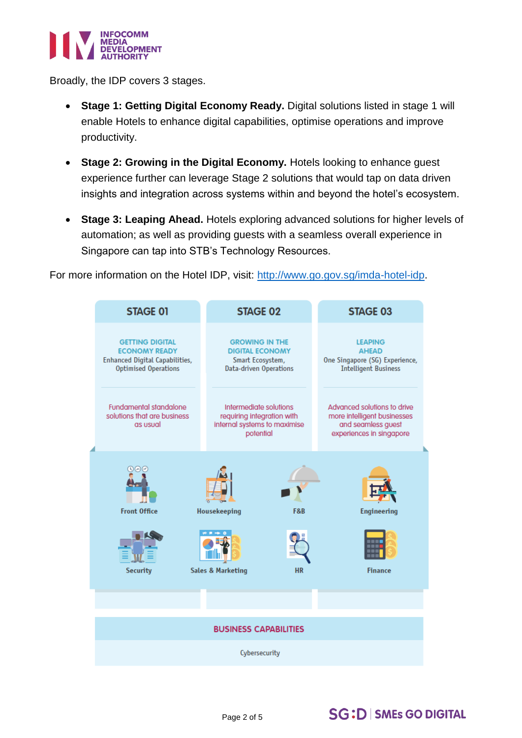Broadly, the IDP covers 3 stages.

- **Stage 1: Getting Digital Economy Ready.** Digital solutions listed in stage 1 will enable Hotels to enhance digital capabilities, optimise operations and improve productivity.
- **Stage 2: Growing in the Digital Economy.** Hotels looking to enhance guest experience further can leverage Stage 2 solutions that would tap on data driven insights and integration across systems within and beyond the hotel's ecosystem.
- **Stage 3: Leaping Ahead.** Hotels exploring advanced solutions for higher levels of automation; as well as providing guests with a seamless overall experience in Singapore can tap into STB's Technology Resources.

For more information on the Hotel IDP, visit: [http://www.go.gov.sg/imda-hotel-idp](http://www.go.gov.sg/imda-hotel-idp).

| STAGE 01 | STAGE 02 | STAGE 03 |
|---|---|---|
| GETTING DIGITAL ECONOMY READY<br>Enhanced Digital Capabilities, Optimised Operations | GROWING IN THE DIGITAL ECONOMY<br>Smart Ecosystem, Data-driven Operations | LEAPING AHEAD<br>One Singapore (SG) Experience, Intelligent Business |
| Fundamental standalone solutions that are business as usual | Intermediate solutions requiring integration with internal systems to maximise potential | Advanced solutions to drive more intelligent businesses and seamless guest experiences in singapore |

Front Office | Housekeeping | F&B | Engineering

Security | Sales & Marketing | HR | Finance

**BUSINESS CAPABILITIES**

Cybersecurity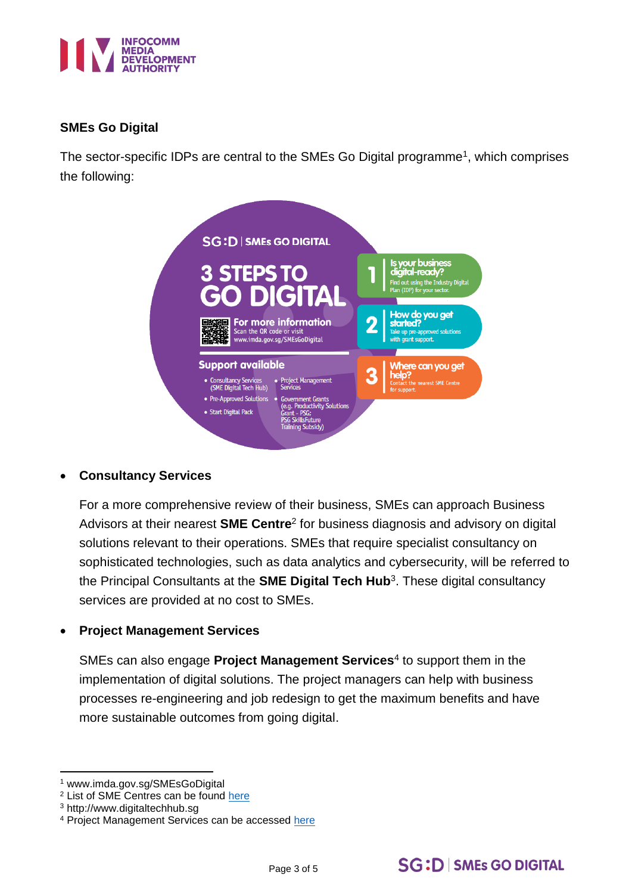## SMEs Go Digital

The sector-specific IDPs are central to the SMEs Go Digital programme[1], which comprises the following:

SG:D | SMEs GO DIGITAL

**3 STEPS TO GO DIGITAL**

**For more information**
Scan the QR code or visit www.imda.gov.sg/SMEsGoDigital

**Support available**

- Consultancy Services (SME Digital Tech Hub)
- Pre-Approved Solutions
- Start Digital Pack
- Project Management Services
- Government Grants (e.g. Productivity Solutions Grant - PSG; PSG SkillsFuture Training Subsidy)

**1 Is your business digital-ready?**
Find out using the Industry Digital Plan (IDP) for your sector.

**2 How do you get started?**
Take up pre-approved solutions with grant support.

**3 Where can you get help?**
Contact the nearest SME Centre for support.

- **Consultancy Services**

  For a more comprehensive review of their business, SMEs can approach Business Advisors at their nearest **SME Centre**[2] for business diagnosis and advisory on digital solutions relevant to their operations. SMEs that require specialist consultancy on sophisticated technologies, such as data analytics and cybersecurity, will be referred to the Principal Consultants at the **SME Digital Tech Hub**[3]. These digital consultancy services are provided at no cost to SMEs.

- **Project Management Services**

  SMEs can also engage **Project Management Services**[4] to support them in the implementation of digital solutions. The project managers can help with business processes re-engineering and job redesign to get the maximum benefits and have more sustainable outcomes from going digital.

---

[1] www.imda.gov.sg/SMEsGoDigital
[2] List of SME Centres can be found here
[3] http://www.digitaltechhub.sg
[4] Project Management Services can be accessed here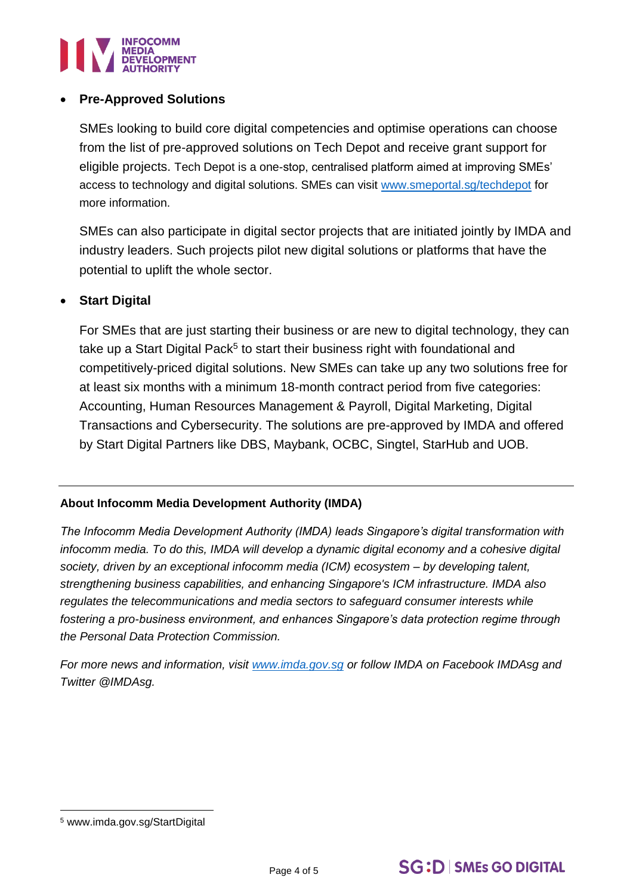- **Pre-Approved Solutions**

  SMEs looking to build core digital competencies and optimise operations can choose from the list of pre-approved solutions on Tech Depot and receive grant support for eligible projects. Tech Depot is a one-stop, centralised platform aimed at improving SMEs' access to technology and digital solutions. SMEs can visit [www.smeportal.sg/techdepot](http://www.smeportal.sg/techdepot) for more information.

  SMEs can also participate in digital sector projects that are initiated jointly by IMDA and industry leaders. Such projects pilot new digital solutions or platforms that have the potential to uplift the whole sector.

- **Start Digital**

  For SMEs that are just starting their business or are new to digital technology, they can take up a Start Digital Pack[5] to start their business right with foundational and competitively-priced digital solutions. New SMEs can take up any two solutions free for at least six months with a minimum 18-month contract period from five categories: Accounting, Human Resources Management & Payroll, Digital Marketing, Digital Transactions and Cybersecurity. The solutions are pre-approved by IMDA and offered by Start Digital Partners like DBS, Maybank, OCBC, Singtel, StarHub and UOB.

---

**About Infocomm Media Development Authority (IMDA)**

*The Infocomm Media Development Authority (IMDA) leads Singapore's digital transformation with infocomm media. To do this, IMDA will develop a dynamic digital economy and a cohesive digital society, driven by an exceptional infocomm media (ICM) ecosystem – by developing talent, strengthening business capabilities, and enhancing Singapore's ICM infrastructure. IMDA also regulates the telecommunications and media sectors to safeguard consumer interests while fostering a pro-business environment, and enhances Singapore's data protection regime through the Personal Data Protection Commission.*

*For more news and information, visit [www.imda.gov.sg](http://www.imda.gov.sg) or follow IMDA on Facebook IMDAsg and Twitter @IMDAsg.*

[5] www.imda.gov.sg/StartDigital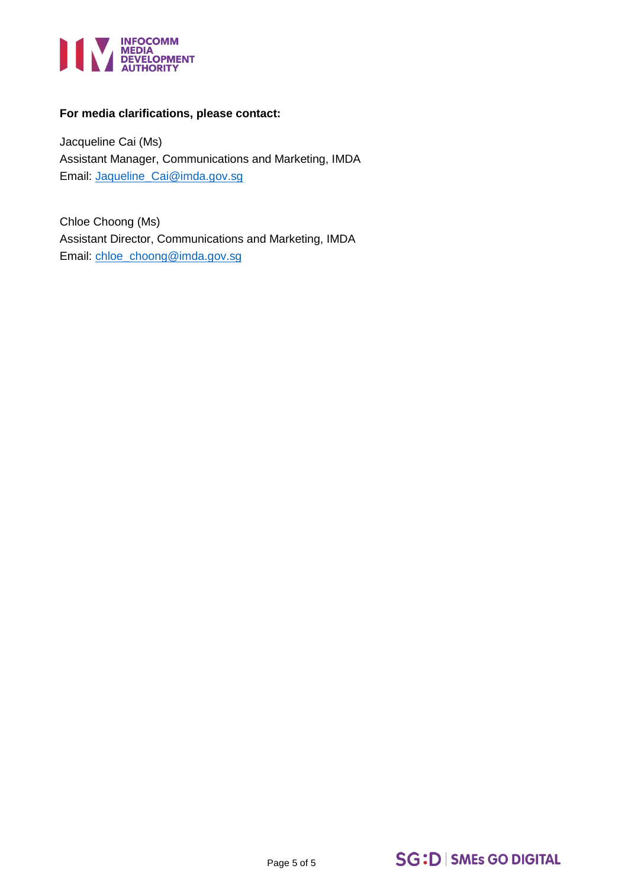**For media clarifications, please contact:**

Jacqueline Cai (Ms)  
Assistant Manager, Communications and Marketing, IMDA  
Email: Jaqueline_Cai@imda.gov.sg

Chloe Choong (Ms)  
Assistant Director, Communications and Marketing, IMDA  
Email: chloe_choong@imda.gov.sg